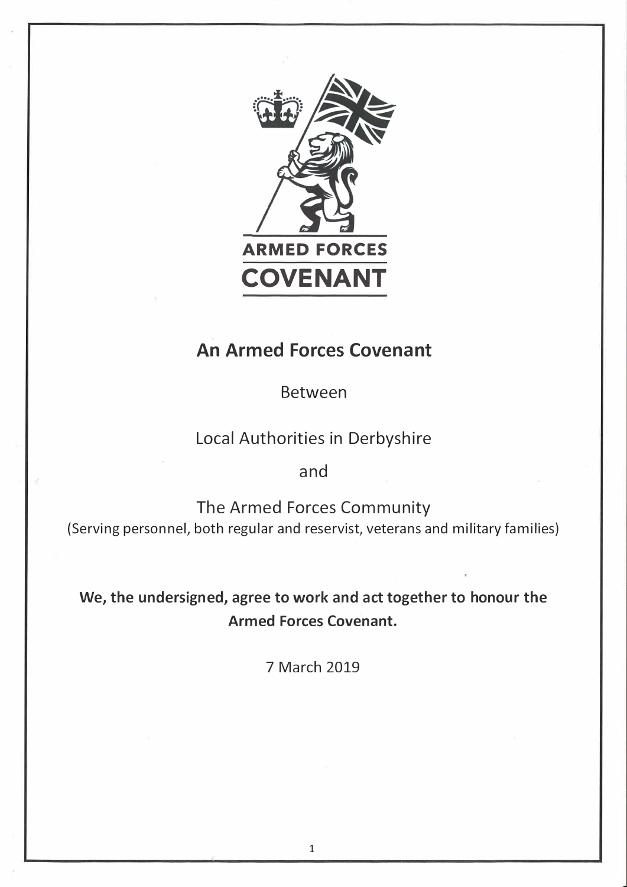ARMED FORCES
COVENANT

# An Armed Forces Covenant

Between

Local Authorities in Derbyshire

and

The Armed Forces Community
(Serving personnel, both regular and reservist, veterans and military families)

**We, the undersigned, agree to work and act together to honour the Armed Forces Covenant.**

7 March 2019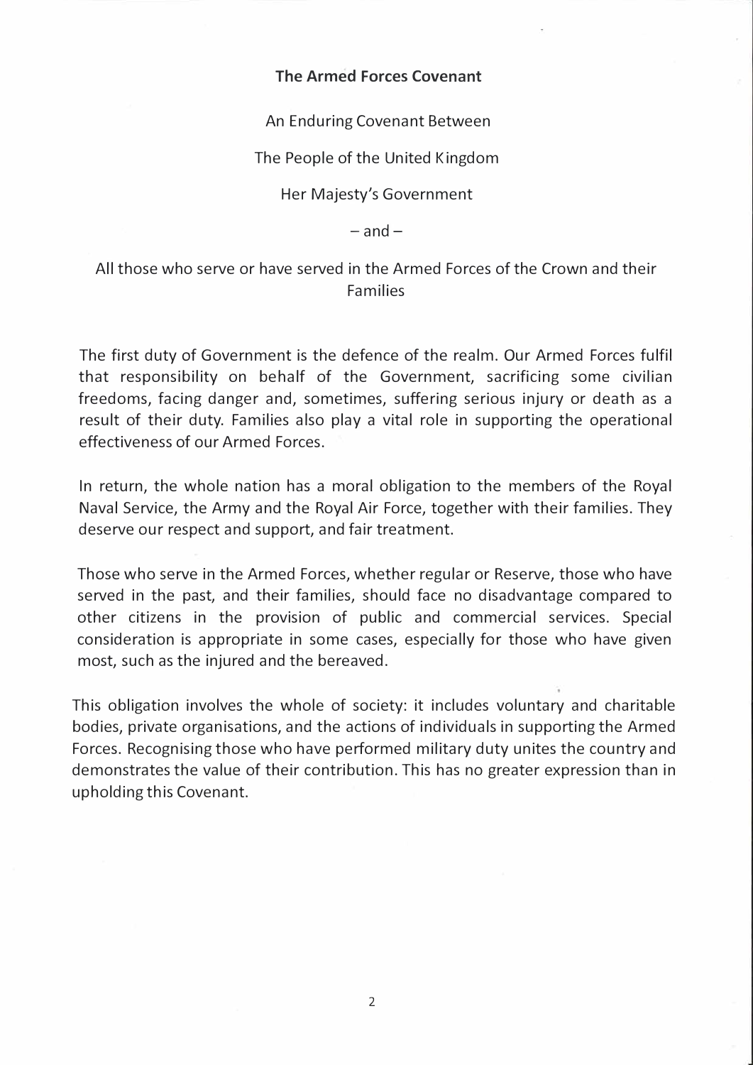# The Armed Forces Covenant

An Enduring Covenant Between

The People of the United Kingdom

Her Majesty's Government

– and –

All those who serve or have served in the Armed Forces of the Crown and their Families

The first duty of Government is the defence of the realm. Our Armed Forces fulfil that responsibility on behalf of the Government, sacrificing some civilian freedoms, facing danger and, sometimes, suffering serious injury or death as a result of their duty. Families also play a vital role in supporting the operational effectiveness of our Armed Forces.

In return, the whole nation has a moral obligation to the members of the Royal Naval Service, the Army and the Royal Air Force, together with their families. They deserve our respect and support, and fair treatment.

Those who serve in the Armed Forces, whether regular or Reserve, those who have served in the past, and their families, should face no disadvantage compared to other citizens in the provision of public and commercial services. Special consideration is appropriate in some cases, especially for those who have given most, such as the injured and the bereaved.

This obligation involves the whole of society: it includes voluntary and charitable bodies, private organisations, and the actions of individuals in supporting the Armed Forces. Recognising those who have performed military duty unites the country and demonstrates the value of their contribution. This has no greater expression than in upholding this Covenant.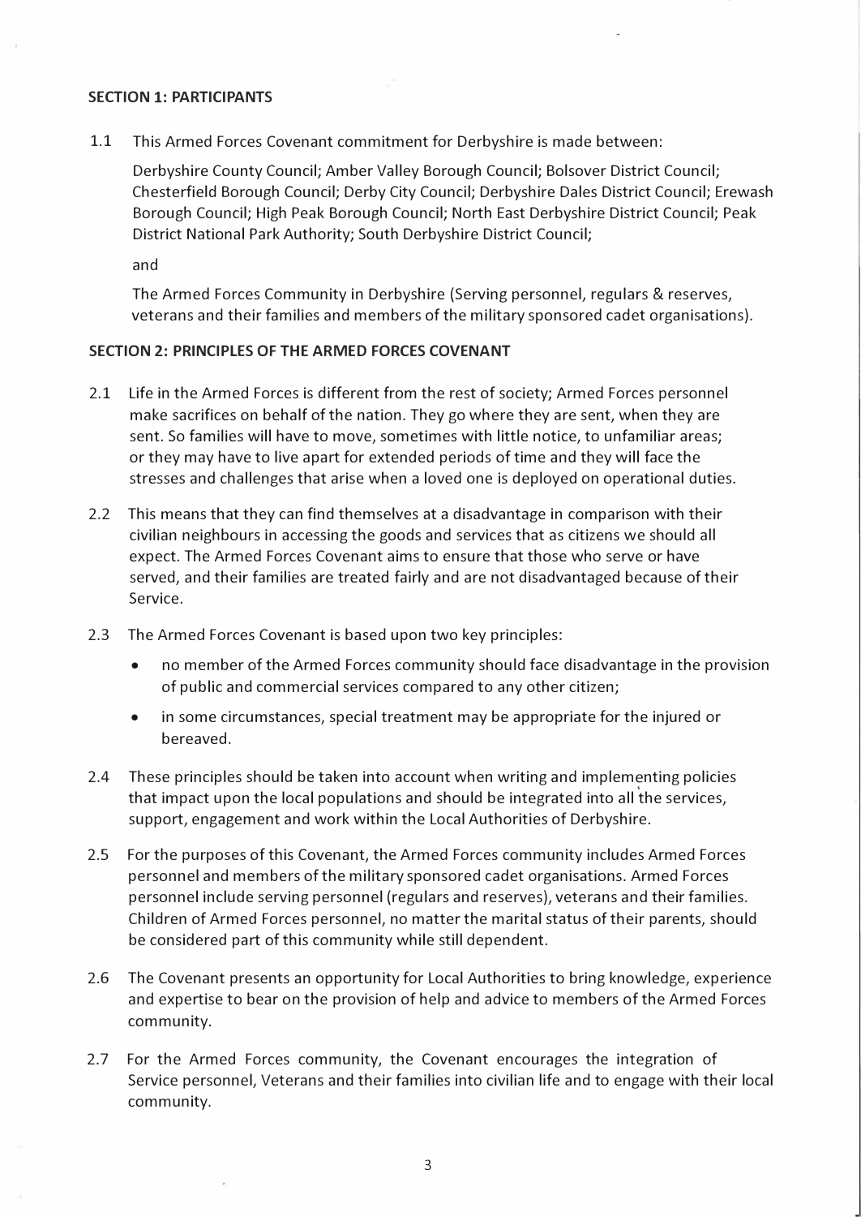## SECTION 1: PARTICIPANTS

1.1 This Armed Forces Covenant commitment for Derbyshire is made between:

Derbyshire County Council; Amber Valley Borough Council; Bolsover District Council; Chesterfield Borough Council; Derby City Council; Derbyshire Dales District Council; Erewash Borough Council; High Peak Borough Council; North East Derbyshire District Council; Peak District National Park Authority; South Derbyshire District Council;

and

The Armed Forces Community in Derbyshire (Serving personnel, regulars & reserves, veterans and their families and members of the military sponsored cadet organisations).

## SECTION 2: PRINCIPLES OF THE ARMED FORCES COVENANT

2.1 Life in the Armed Forces is different from the rest of society; Armed Forces personnel make sacrifices on behalf of the nation. They go where they are sent, when they are sent. So families will have to move, sometimes with little notice, to unfamiliar areas; or they may have to live apart for extended periods of time and they will face the stresses and challenges that arise when a loved one is deployed on operational duties.

2.2 This means that they can find themselves at a disadvantage in comparison with their civilian neighbours in accessing the goods and services that as citizens we should all expect. The Armed Forces Covenant aims to ensure that those who serve or have served, and their families are treated fairly and are not disadvantaged because of their Service.

2.3 The Armed Forces Covenant is based upon two key principles:

- no member of the Armed Forces community should face disadvantage in the provision of public and commercial services compared to any other citizen;
- in some circumstances, special treatment may be appropriate for the injured or bereaved.

2.4 These principles should be taken into account when writing and implementing policies that impact upon the local populations and should be integrated into all the services, support, engagement and work within the Local Authorities of Derbyshire.

2.5 For the purposes of this Covenant, the Armed Forces community includes Armed Forces personnel and members of the military sponsored cadet organisations. Armed Forces personnel include serving personnel (regulars and reserves), veterans and their families. Children of Armed Forces personnel, no matter the marital status of their parents, should be considered part of this community while still dependent.

2.6 The Covenant presents an opportunity for Local Authorities to bring knowledge, experience and expertise to bear on the provision of help and advice to members of the Armed Forces community.

2.7 For the Armed Forces community, the Covenant encourages the integration of Service personnel, Veterans and their families into civilian life and to engage with their local community.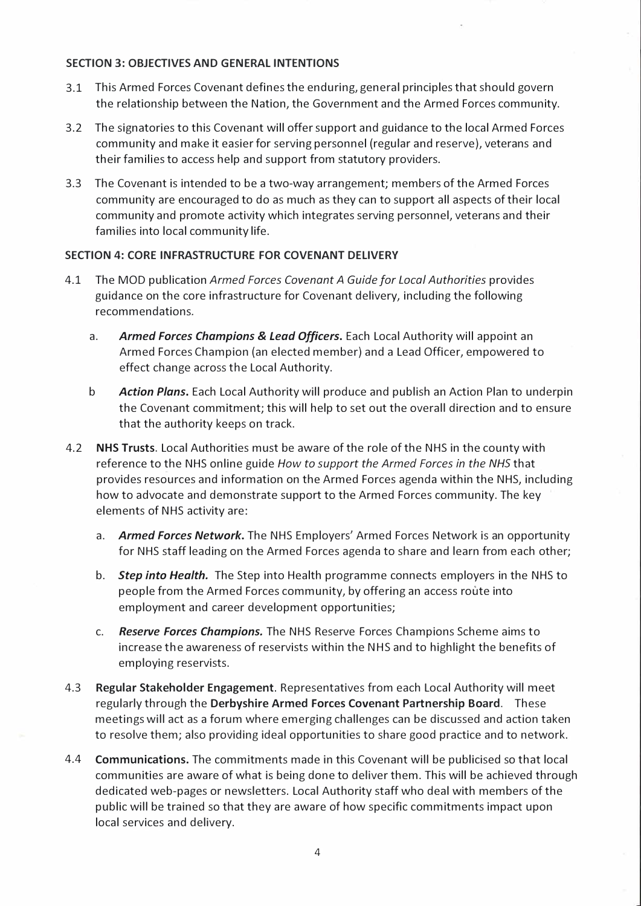**SECTION 3: OBJECTIVES AND GENERAL INTENTIONS**

3.1 This Armed Forces Covenant defines the enduring, general principles that should govern the relationship between the Nation, the Government and the Armed Forces community.

3.2 The signatories to this Covenant will offer support and guidance to the local Armed Forces community and make it easier for serving personnel (regular and reserve), veterans and their families to access help and support from statutory providers.

3.3 The Covenant is intended to be a two-way arrangement; members of the Armed Forces community are encouraged to do as much as they can to support all aspects of their local community and promote activity which integrates serving personnel, veterans and their families into local community life.

**SECTION 4: CORE INFRASTRUCTURE FOR COVENANT DELIVERY**

4.1 The MOD publication *Armed Forces Covenant A Guide for Local Authorities* provides guidance on the core infrastructure for Covenant delivery, including the following recommendations.

a. ***Armed Forces Champions & Lead Officers.*** Each Local Authority will appoint an Armed Forces Champion (an elected member) and a Lead Officer, empowered to effect change across the Local Authority.

b ***Action Plans.*** Each Local Authority will produce and publish an Action Plan to underpin the Covenant commitment; this will help to set out the overall direction and to ensure that the authority keeps on track.

4.2 **NHS Trusts**. Local Authorities must be aware of the role of the NHS in the county with reference to the NHS online guide *How to support the Armed Forces in the NHS* that provides resources and information on the Armed Forces agenda within the NHS, including how to advocate and demonstrate support to the Armed Forces community. The key elements of NHS activity are:

a. ***Armed Forces Network.*** The NHS Employers' Armed Forces Network is an opportunity for NHS staff leading on the Armed Forces agenda to share and learn from each other;

b. ***Step into Health.*** The Step into Health programme connects employers in the NHS to people from the Armed Forces community, by offering an access route into employment and career development opportunities;

c. ***Reserve Forces Champions.*** The NHS Reserve Forces Champions Scheme aims to increase the awareness of reservists within the NHS and to highlight the benefits of employing reservists.

4.3 **Regular Stakeholder Engagement**. Representatives from each Local Authority will meet regularly through the **Derbyshire Armed Forces Covenant Partnership Board**. These meetings will act as a forum where emerging challenges can be discussed and action taken to resolve them; also providing ideal opportunities to share good practice and to network.

4.4 **Communications.** The commitments made in this Covenant will be publicised so that local communities are aware of what is being done to deliver them. This will be achieved through dedicated web-pages or newsletters. Local Authority staff who deal with members of the public will be trained so that they are aware of how specific commitments impact upon local services and delivery.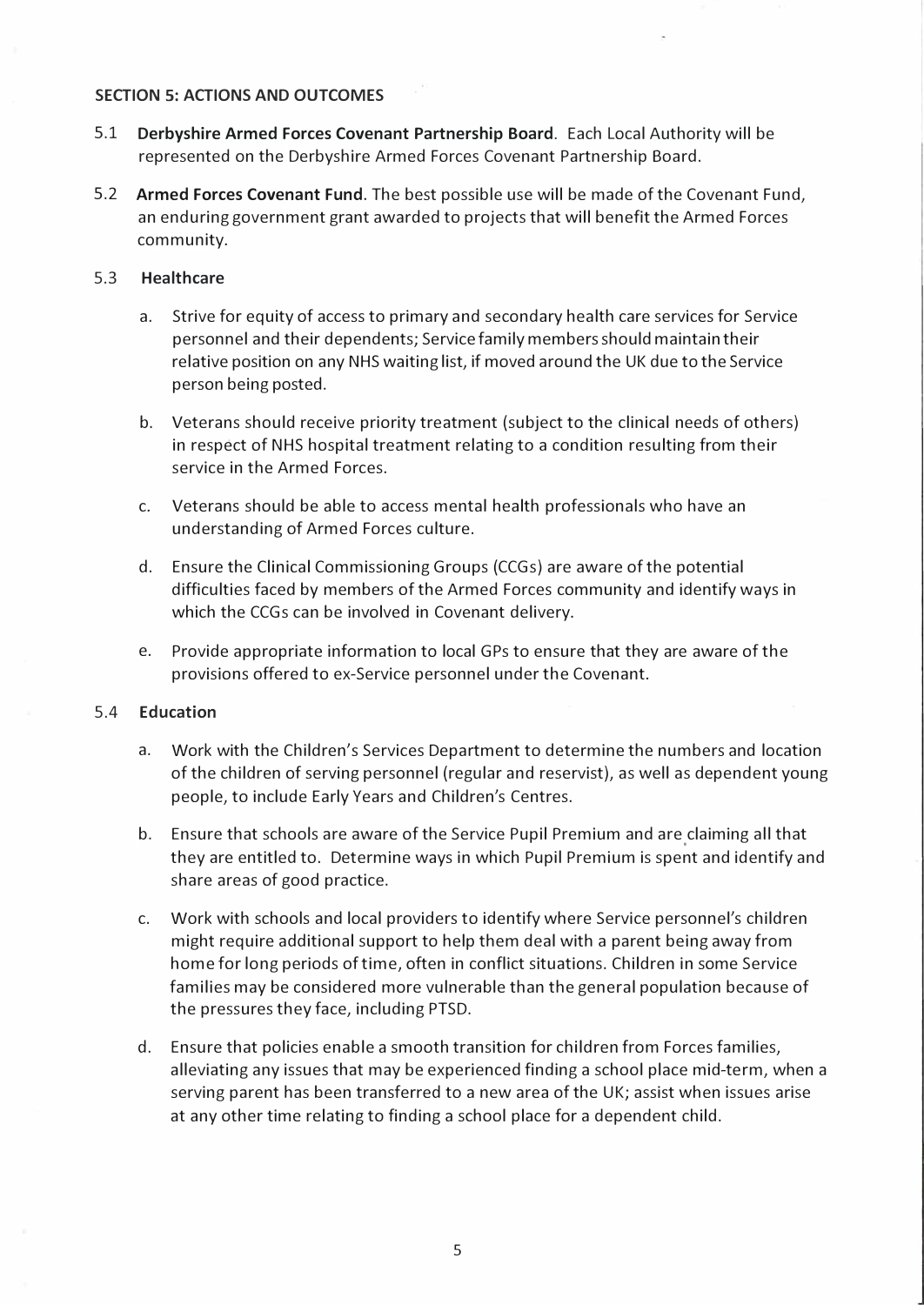## SECTION 5: ACTIONS AND OUTCOMES

5.1 **Derbyshire Armed Forces Covenant Partnership Board**. Each Local Authority will be represented on the Derbyshire Armed Forces Covenant Partnership Board.

5.2 **Armed Forces Covenant Fund**. The best possible use will be made of the Covenant Fund, an enduring government grant awarded to projects that will benefit the Armed Forces community.

5.3 **Healthcare**

a. Strive for equity of access to primary and secondary health care services for Service personnel and their dependents; Service family members should maintain their relative position on any NHS waiting list, if moved around the UK due to the Service person being posted.

b. Veterans should receive priority treatment (subject to the clinical needs of others) in respect of NHS hospital treatment relating to a condition resulting from their service in the Armed Forces.

c. Veterans should be able to access mental health professionals who have an understanding of Armed Forces culture.

d. Ensure the Clinical Commissioning Groups (CCGs) are aware of the potential difficulties faced by members of the Armed Forces community and identify ways in which the CCGs can be involved in Covenant delivery.

e. Provide appropriate information to local GPs to ensure that they are aware of the provisions offered to ex-Service personnel under the Covenant.

5.4 **Education**

a. Work with the Children's Services Department to determine the numbers and location of the children of serving personnel (regular and reservist), as well as dependent young people, to include Early Years and Children's Centres.

b. Ensure that schools are aware of the Service Pupil Premium and are claiming all that they are entitled to. Determine ways in which Pupil Premium is spent and identify and share areas of good practice.

c. Work with schools and local providers to identify where Service personnel's children might require additional support to help them deal with a parent being away from home for long periods of time, often in conflict situations. Children in some Service families may be considered more vulnerable than the general population because of the pressures they face, including PTSD.

d. Ensure that policies enable a smooth transition for children from Forces families, alleviating any issues that may be experienced finding a school place mid-term, when a serving parent has been transferred to a new area of the UK; assist when issues arise at any other time relating to finding a school place for a dependent child.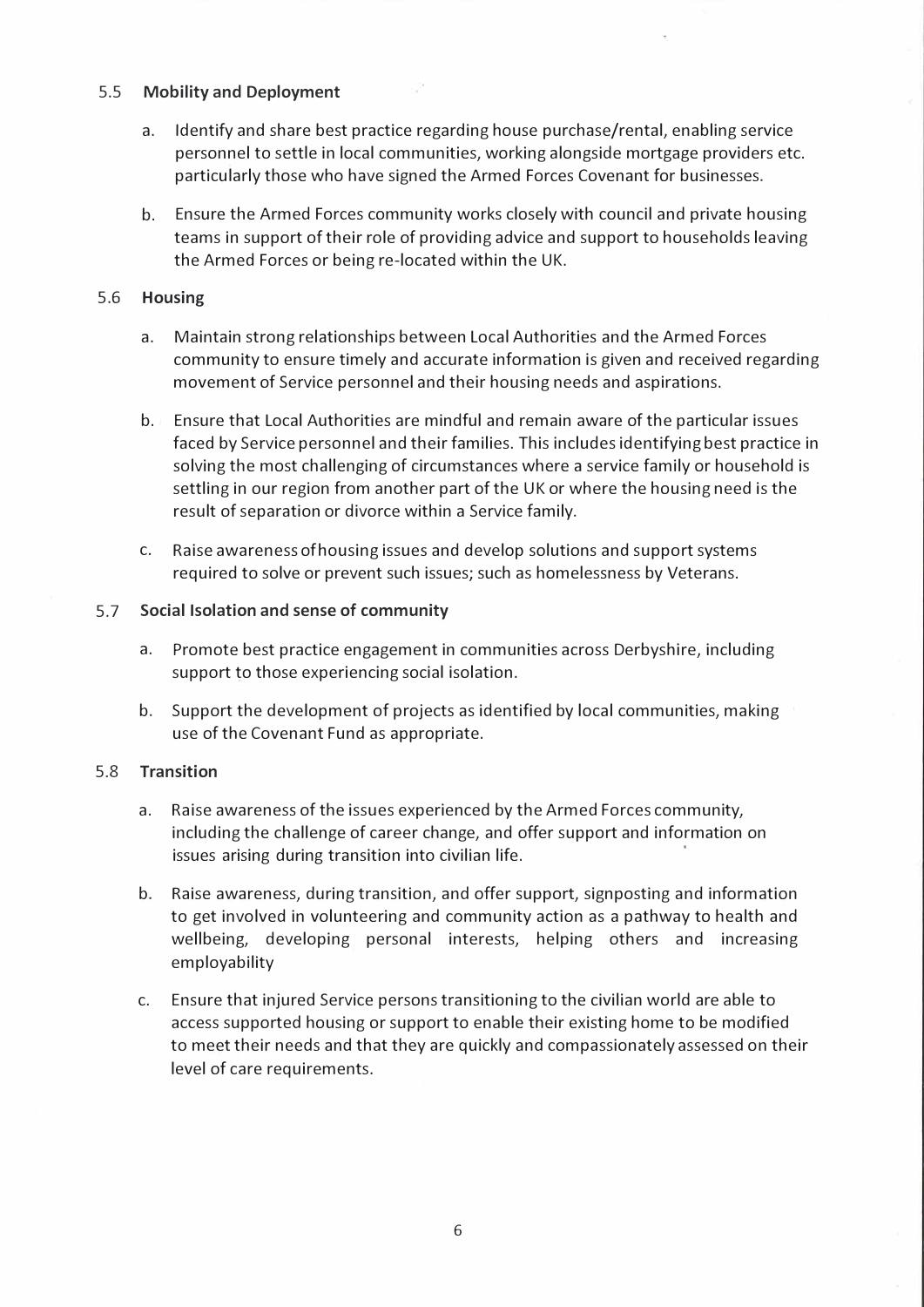## 5.5 Mobility and Deployment

a. Identify and share best practice regarding house purchase/rental, enabling service personnel to settle in local communities, working alongside mortgage providers etc. particularly those who have signed the Armed Forces Covenant for businesses.

b. Ensure the Armed Forces community works closely with council and private housing teams in support of their role of providing advice and support to households leaving the Armed Forces or being re-located within the UK.

## 5.6 Housing

a. Maintain strong relationships between Local Authorities and the Armed Forces community to ensure timely and accurate information is given and received regarding movement of Service personnel and their housing needs and aspirations.

b. Ensure that Local Authorities are mindful and remain aware of the particular issues faced by Service personnel and their families. This includes identifying best practice in solving the most challenging of circumstances where a service family or household is settling in our region from another part of the UK or where the housing need is the result of separation or divorce within a Service family.

c. Raise awareness of housing issues and develop solutions and support systems required to solve or prevent such issues; such as homelessness by Veterans.

## 5.7 Social Isolation and sense of community

a. Promote best practice engagement in communities across Derbyshire, including support to those experiencing social isolation.

b. Support the development of projects as identified by local communities, making use of the Covenant Fund as appropriate.

## 5.8 Transition

a. Raise awareness of the issues experienced by the Armed Forces community, including the challenge of career change, and offer support and information on issues arising during transition into civilian life.

b. Raise awareness, during transition, and offer support, signposting and information to get involved in volunteering and community action as a pathway to health and wellbeing, developing personal interests, helping others and increasing employability

c. Ensure that injured Service persons transitioning to the civilian world are able to access supported housing or support to enable their existing home to be modified to meet their needs and that they are quickly and compassionately assessed on their level of care requirements.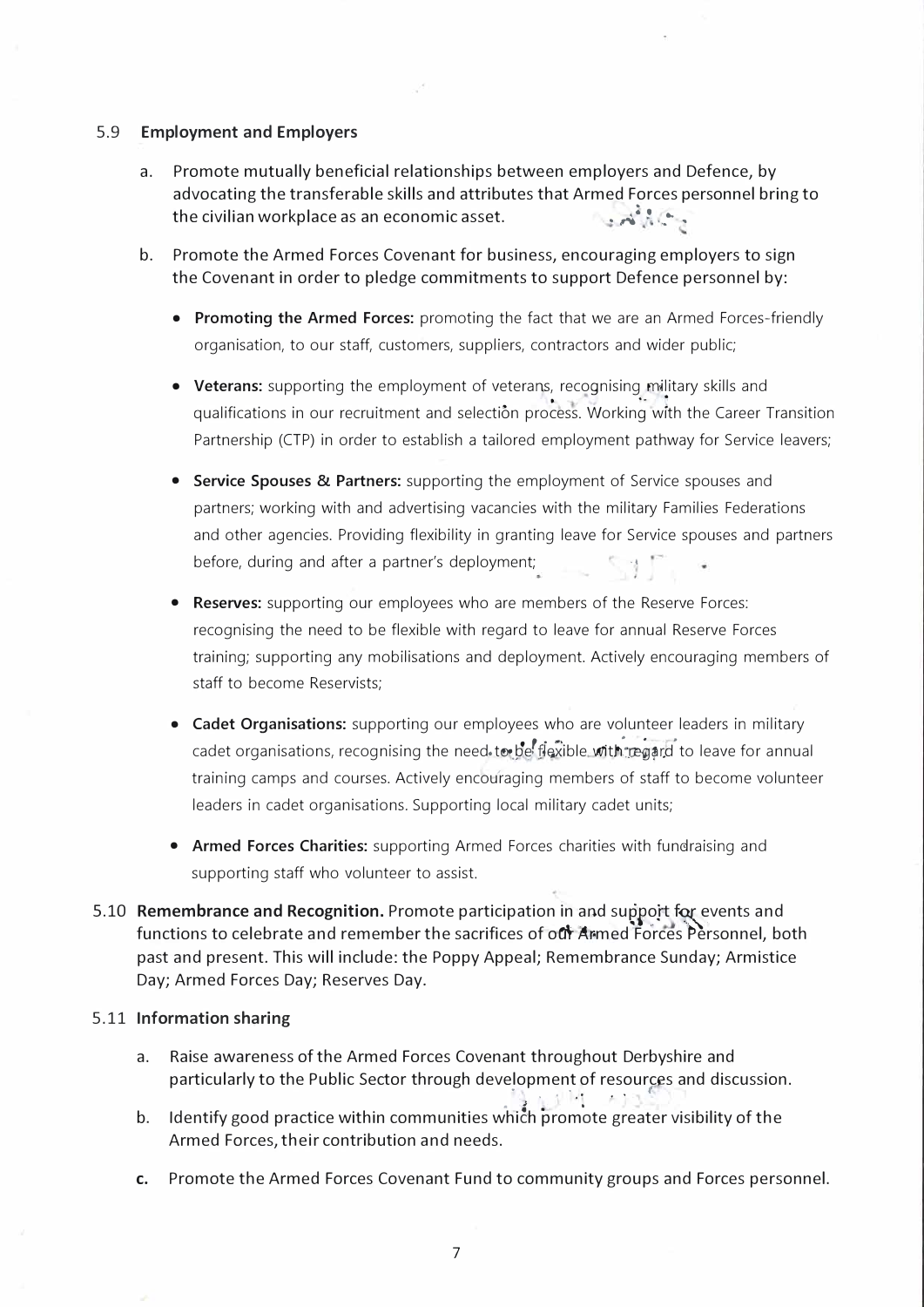5.9 **Employment and Employers**

a. Promote mutually beneficial relationships between employers and Defence, by advocating the transferable skills and attributes that Armed Forces personnel bring to the civilian workplace as an economic asset.

b. Promote the Armed Forces Covenant for business, encouraging employers to sign the Covenant in order to pledge commitments to support Defence personnel by:

- **Promoting the Armed Forces:** promoting the fact that we are an Armed Forces-friendly organisation, to our staff, customers, suppliers, contractors and wider public;
- **Veterans:** supporting the employment of veterans, recognising military skills and qualifications in our recruitment and selection process. Working with the Career Transition Partnership (CTP) in order to establish a tailored employment pathway for Service leavers;
- **Service Spouses & Partners:** supporting the employment of Service spouses and partners; working with and advertising vacancies with the military Families Federations and other agencies. Providing flexibility in granting leave for Service spouses and partners before, during and after a partner's deployment;
- **Reserves:** supporting our employees who are members of the Reserve Forces: recognising the need to be flexible with regard to leave for annual Reserve Forces training; supporting any mobilisations and deployment. Actively encouraging members of staff to become Reservists;
- **Cadet Organisations:** supporting our employees who are volunteer leaders in military cadet organisations, recognising the need to be flexible with regard to leave for annual training camps and courses. Actively encouraging members of staff to become volunteer leaders in cadet organisations. Supporting local military cadet units;
- **Armed Forces Charities:** supporting Armed Forces charities with fundraising and supporting staff who volunteer to assist.

5.10 **Remembrance and Recognition.** Promote participation in and support for events and functions to celebrate and remember the sacrifices of our Armed Forces Personnel, both past and present. This will include: the Poppy Appeal; Remembrance Sunday; Armistice Day; Armed Forces Day; Reserves Day.

5.11 **Information sharing**

a. Raise awareness of the Armed Forces Covenant throughout Derbyshire and particularly to the Public Sector through development of resources and discussion.

b. Identify good practice within communities which promote greater visibility of the Armed Forces, their contribution and needs.

**c.** Promote the Armed Forces Covenant Fund to community groups and Forces personnel.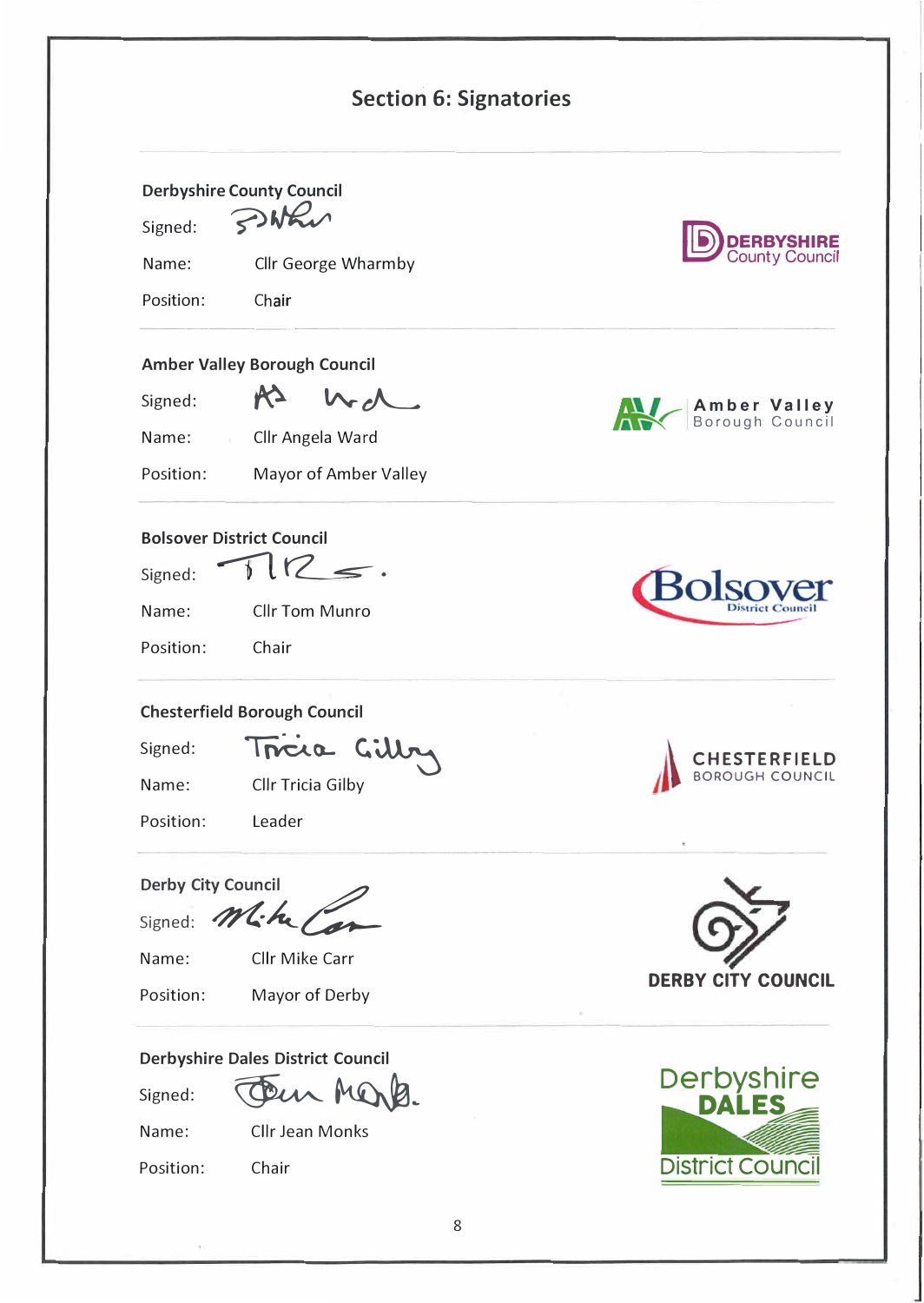## Section 6: Signatories

**Derbyshire County Council**

Signed:

Name: Cllr George Wharmby

Position: Chair

**Amber Valley Borough Council**

Signed:

Name: Cllr Angela Ward

Position: Mayor of Amber Valley

**Bolsover District Council**

Signed:

Name: Cllr Tom Munro

Position: Chair

**Chesterfield Borough Council**

Signed:

Name: Cllr Tricia Gilby

Position: Leader

**Derby City Council**

Signed:

Name: Cllr Mike Carr

Position: Mayor of Derby

**Derbyshire Dales District Council**

Signed:

Name: Cllr Jean Monks

Position: Chair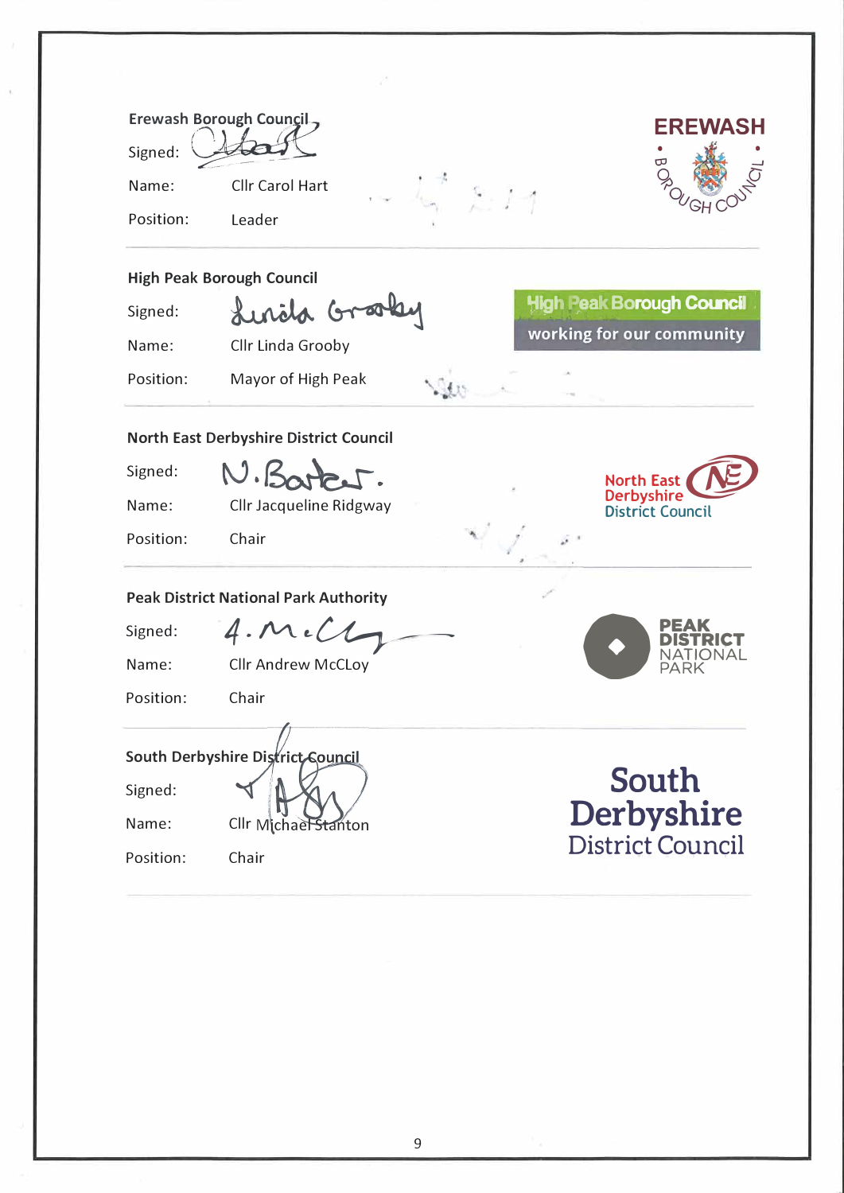**Erewash Borough Council**

Signed:

Name: Cllr Carol Hart

Position: Leader

EREWASH BOROUGH COUNCIL

---

**High Peak Borough Council**

Signed:

Name: Cllr Linda Grooby

Position: Mayor of High Peak

High Peak Borough Council working for our community

---

**North East Derbyshire District Council**

Signed:

Name: Cllr Jacqueline Ridgway

Position: Chair

North East Derbyshire District Council

---

**Peak District National Park Authority**

Signed:

Name: Cllr Andrew McCLoy

Position: Chair

PEAK DISTRICT NATIONAL PARK

---

**South Derbyshire District Council**

Signed:

Name: Cllr Michael Stanton

Position: Chair

South Derbyshire District Council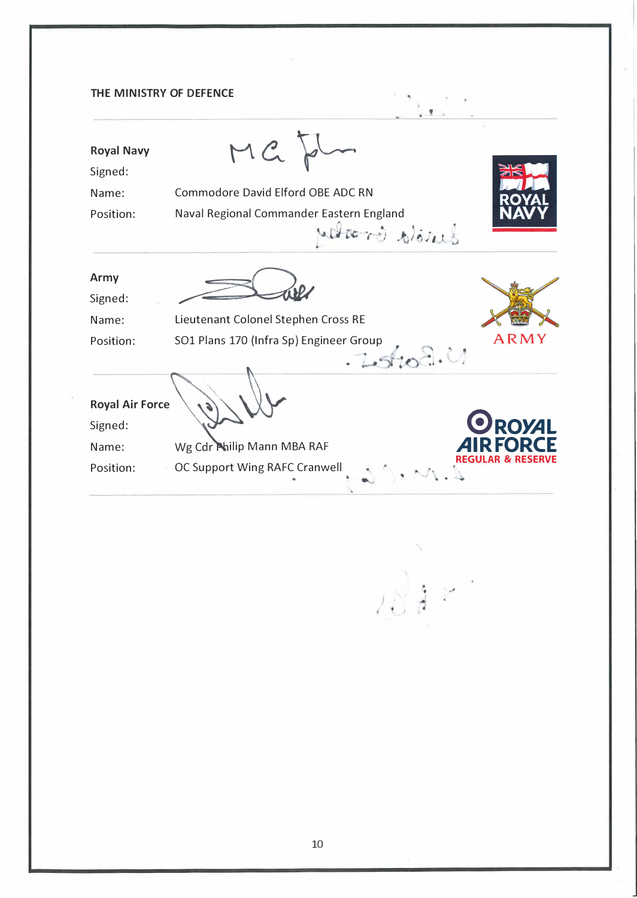**THE MINISTRY OF DEFENCE**

---

**Royal Navy**

Signed:

Name: Commodore David Elford OBE ADC RN

Position: Naval Regional Commander Eastern England

---

**Army**

Signed:

Name: Lieutenant Colonel Stephen Cross RE

Position: SO1 Plans 170 (Infra Sp) Engineer Group

---

**Royal Air Force**

Signed:

Name: Wg Cdr Philip Mann MBA RAF

Position: OC Support Wing RAFC Cranwell

---